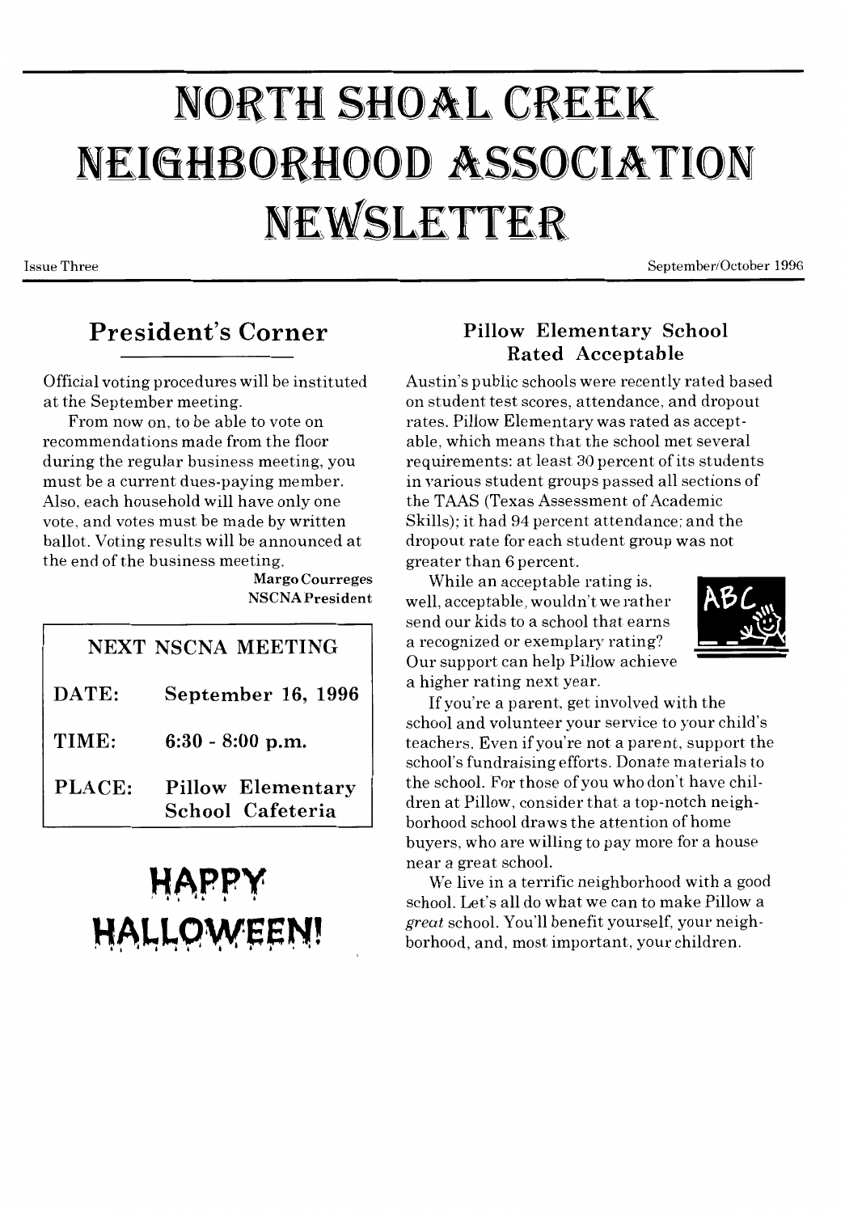# NORTH SHOAL CREEK NEIGHBORHOOD ASSOCIATION NEWSLETTER

Issue Three

September/October 1996

## President's Corner

Official voting procedures will be instituted at the September meeting.

From now on, to be able to vote on recommendations made from the floor during the regular business meeting, you must be a current dues-paying member. Also, each household will have only one vote, and votes must be made by written ballot. Voting results will be announced at the end of the business meeting.

**Margo Courreges**
**NSCNA President**

| NEXT NSCNA MEETING | |
|---|---|
| **DATE:** | **September 16, 1996** |
| **TIME:** | **6:30 - 8:00 p.m.** |
| **PLACE:** | **Pillow Elementary School Cafeteria** |

**HAPPY HALLOWEEN!**

## Pillow Elementary School Rated Acceptable

Austin's public schools were recently rated based on student test scores, attendance, and dropout rates. Pillow Elementary was rated as acceptable, which means that the school met several requirements: at least 30 percent of its students in various student groups passed all sections of the TAAS (Texas Assessment of Academic Skills); it had 94 percent attendance; and the dropout rate for each student group was not greater than 6 percent.

While an acceptable rating is, well, acceptable, wouldn't we rather send our kids to a school that earns a recognized or exemplary rating? Our support can help Pillow achieve a higher rating next year.

If you're a parent, get involved with the school and volunteer your service to your child's teachers. Even if you're not a parent, support the school's fundraising efforts. Donate materials to the school. For those of you who don't have children at Pillow, consider that a top-notch neighborhood school draws the attention of home buyers, who are willing to pay more for a house near a great school.

We live in a terrific neighborhood with a good school. Let's all do what we can to make Pillow a *great* school. You'll benefit yourself, your neighborhood, and, most important, your children.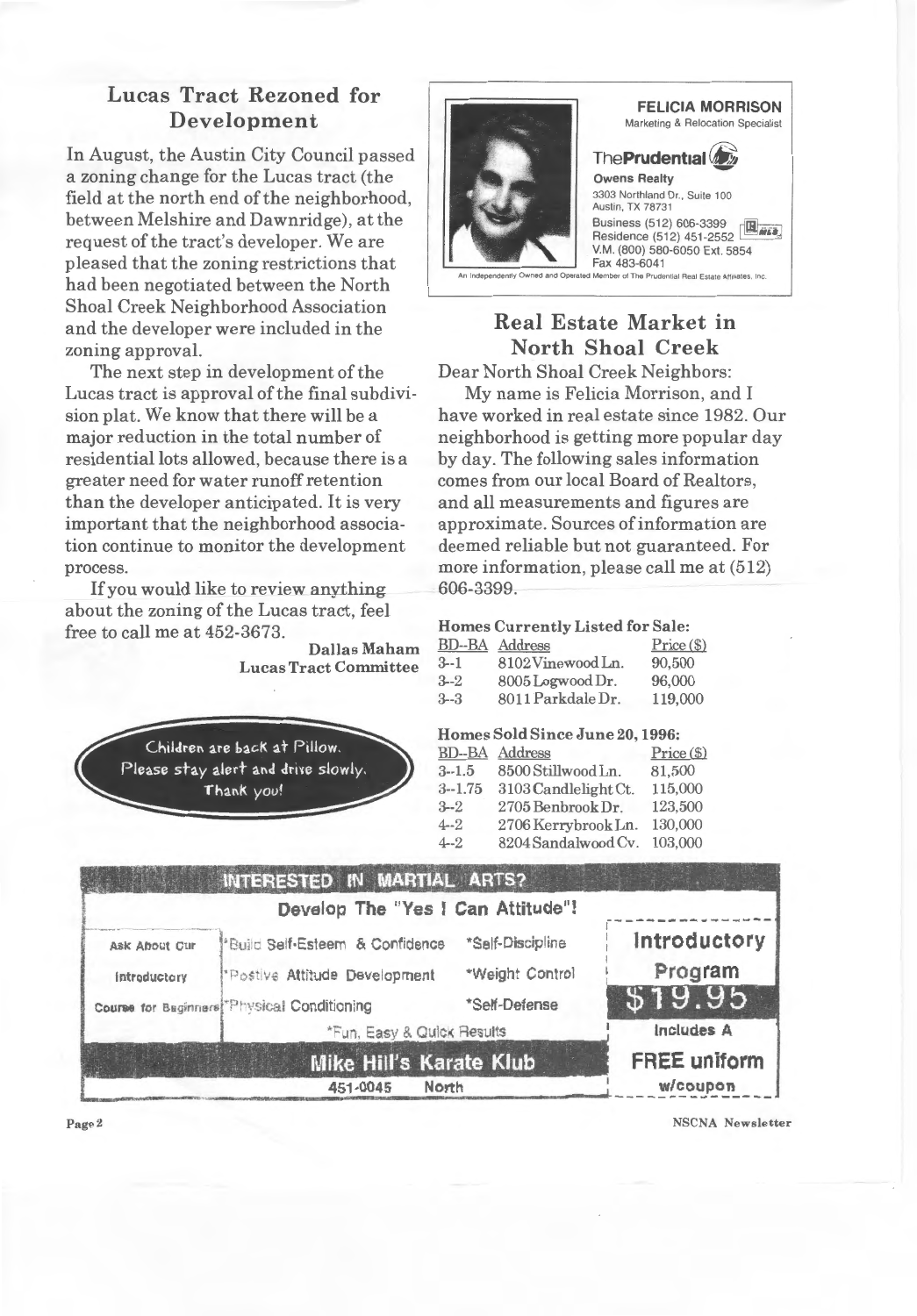## Lucas Tract Rezoned for Development

In August, the Austin City Council passed a zoning change for the Lucas tract (the field at the north end of the neighborhood, between Melshire and Dawnridge), at the request of the tract's developer. We are pleased that the zoning restrictions that had been negotiated between the North Shoal Creek Neighborhood Association and the developer were included in the zoning approval.

The next step in development of the Lucas tract is approval of the final subdivision plat. We know that there will be a major reduction in the total number of residential lots allowed, because there is a greater need for water runoff retention than the developer anticipated. It is very important that the neighborhood association continue to monitor the development process.

If you would like to review anything about the zoning of the Lucas tract, feel free to call me at 452-3673.

**Dallas Maham**
**Lucas Tract Committee**

Children are back at Pillow.
Please stay alert and drive slowly.
Thank you!

**FELICIA MORRISON**
Marketing & Relocation Specialist

The**Prudential**
**Owens Realty**
3303 Northland Dr., Suite 100
Austin, TX 78731
Business (512) 606-3399
Residence (512) 451-2552
V.M. (800) 580-6050 Ext. 5854
Fax 483-6041

An Independently Owned and Operated Member of The Prudential Real Estate Affiliates, Inc.

## Real Estate Market in North Shoal Creek

Dear North Shoal Creek Neighbors:

My name is Felicia Morrison, and I have worked in real estate since 1982. Our neighborhood is getting more popular day by day. The following sales information comes from our local Board of Realtors, and all measurements and figures are approximate. Sources of information are deemed reliable but not guaranteed. For more information, please call me at (512) 606-3399.

**Homes Currently Listed for Sale:**

| BD--BA | Address | Price ($) |
|---|---|---|
| 3--1 | 8102 Vinewood Ln. | 90,500 |
| 3--2 | 8005 Logwood Dr. | 96,000 |
| 3--3 | 8011 Parkdale Dr. | 119,000 |

**Homes Sold Since June 20, 1996:**

| BD--BA | Address | Price ($) |
|---|---|---|
| 3--1.5 | 8500 Stillwood Ln. | 81,500 |
| 3--1.75 | 3103 Candlelight Ct. | 115,000 |
| 3--2 | 2705 Benbrook Dr. | 123,500 |
| 4--2 | 2706 Kerrybrook Ln. | 130,000 |
| 4--2 | 8204 Sandalwood Cv. | 103,000 |

**INTERESTED IN MARTIAL ARTS?**

**Develop The "Yes I Can Attitude"!**

Ask About Our Introductory Course for Beginners

- *Build Self-Esteem & Confidence
- *Self-Discipline
- *Postive Attitude Development
- *Weight Control
- *Physical Conditioning
- *Self-Defense
- *Fun, Easy & Quick Results

**Mike Hill's Karate Klub**
451-0045 North

**Introductory Program $19.95**
Includes A **FREE uniform** w/coupon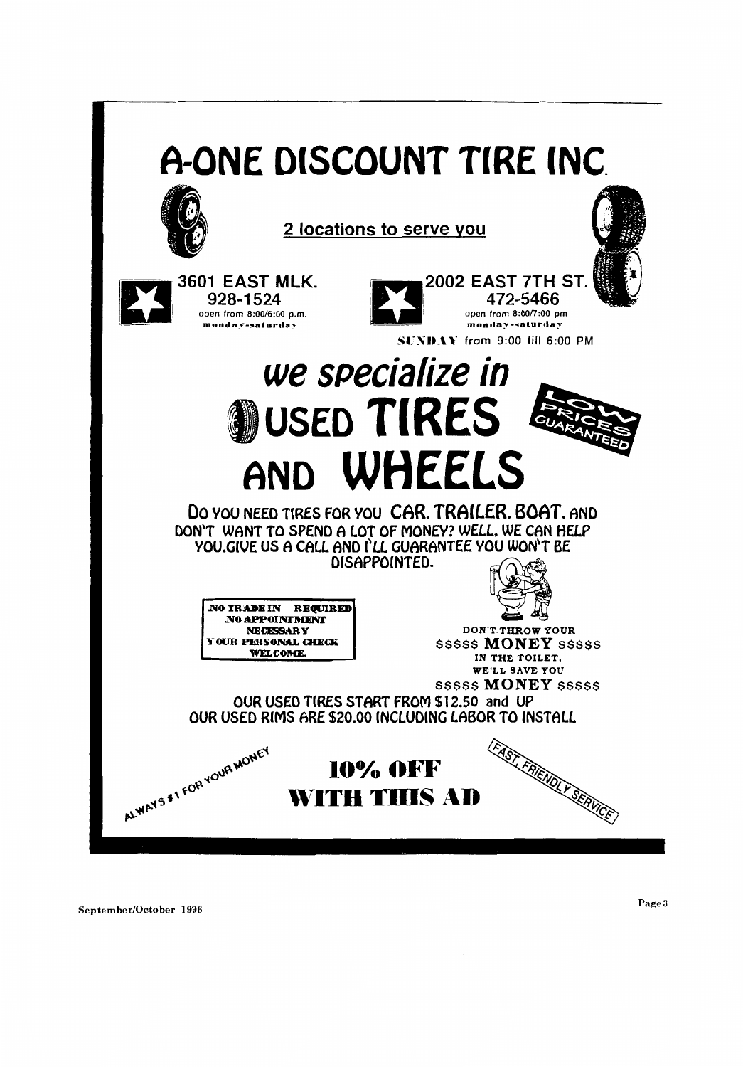# A-ONE DISCOUNT TIRE INC.

2 locations to serve you

**3601 EAST MLK.**
**928-1524**
open from 8:00/6:00 p.m.
monday-saturday

**2002 EAST 7TH ST.**
**472-5466**
open from 8:00/7:00 pm
monday-saturday

SUNDAY from 9:00 till 6:00 PM

## *we specialize in*
# USED TIRES AND WHEELS

LOW PRICES GUARANTEED

DO YOU NEED TIRES FOR YOU CAR. TRAILER. BOAT. AND DON'T WANT TO SPEND A LOT OF MONEY? WELL. WE CAN HELP YOU.GIVE US A CALL AND I'LL GUARANTEE YOU WON'T BE DISAPPOINTED.

NO TRADE IN REQUIRED
NO APPOINTMENT NECESSARY
YOUR PERSONAL CHECK WELCOME.

DON'T THROW YOUR
$$$$$ MONEY $$$$$
IN THE TOILET,
WE'LL SAVE YOU
$$$$$ MONEY $$$$$

OUR USED TIRES START FROM $12.50 and UP
OUR USED RIMS ARE $20.00 INCLUDING LABOR TO INSTALL

ALWAYS #1 FOR YOUR MONEY

**10% OFF WITH THIS AD**

FAST FRIENDLY SERVICE

September/October 1996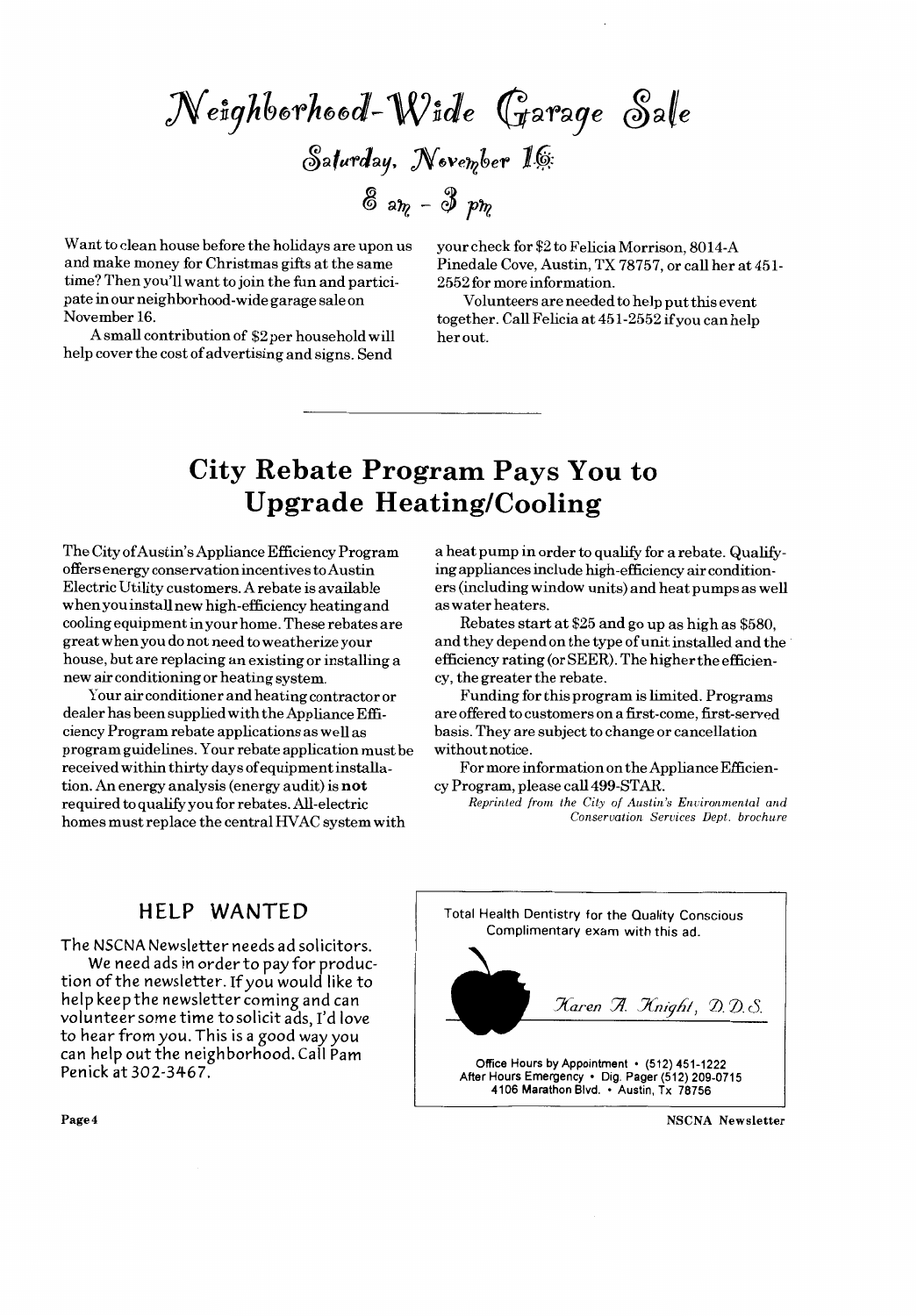# Neighborhood-Wide Garage Sale

## Saturday, November 16

## 8 am – 3 pm

Want to clean house before the holidays are upon us and make money for Christmas gifts at the same time? Then you'll want to join the fun and participate in our neighborhood-wide garage sale on November 16.

A small contribution of $2 per household will help cover the cost of advertising and signs. Send your check for $2 to Felicia Morrison, 8014-A Pinedale Cove, Austin, TX 78757, or call her at 451-2552 for more information.

Volunteers are needed to help put this event together. Call Felicia at 451-2552 if you can help her out.

# City Rebate Program Pays You to Upgrade Heating/Cooling

The City of Austin's Appliance Efficiency Program offers energy conservation incentives to Austin Electric Utility customers. A rebate is available when you install new high-efficiency heating and cooling equipment in your home. These rebates are great when you do not need to weatherize your house, but are replacing an existing or installing a new air conditioning or heating system.

Your air conditioner and heating contractor or dealer has been supplied with the Appliance Efficiency Program rebate applications as well as program guidelines. Your rebate application must be received within thirty days of equipment installation. An energy analysis (energy audit) is **not** required to qualify you for rebates. All-electric homes must replace the central HVAC system with a heat pump in order to qualify for a rebate. Qualifying appliances include high-efficiency air conditioners (including window units) and heat pumps as well as water heaters.

Rebates start at $25 and go up as high as $580, and they depend on the type of unit installed and the efficiency rating (or SEER). The higher the efficiency, the greater the rebate.

Funding for this program is limited. Programs are offered to customers on a first-come, first-served basis. They are subject to change or cancellation without notice.

For more information on the Appliance Efficiency Program, please call 499-STAR.

*Reprinted from the City of Austin's Environmental and Conservation Services Dept. brochure*

## HELP WANTED

The NSCNA Newsletter needs ad solicitors.

We need ads in order to pay for production of the newsletter. If you would like to help keep the newsletter coming and can volunteer some time to solicit ads, I'd love to hear from you. This is a good way you can help out the neighborhood. Call Pam Penick at 302-3467.

Total Health Dentistry for the Quality Conscious

Complimentary exam with this ad.

*Karen A. Knight, D.D.S.*

Office Hours by Appointment • (512) 451-1222

After Hours Emergency • Dig. Pager (512) 209-0715

4106 Marathon Blvd. • Austin, Tx 78756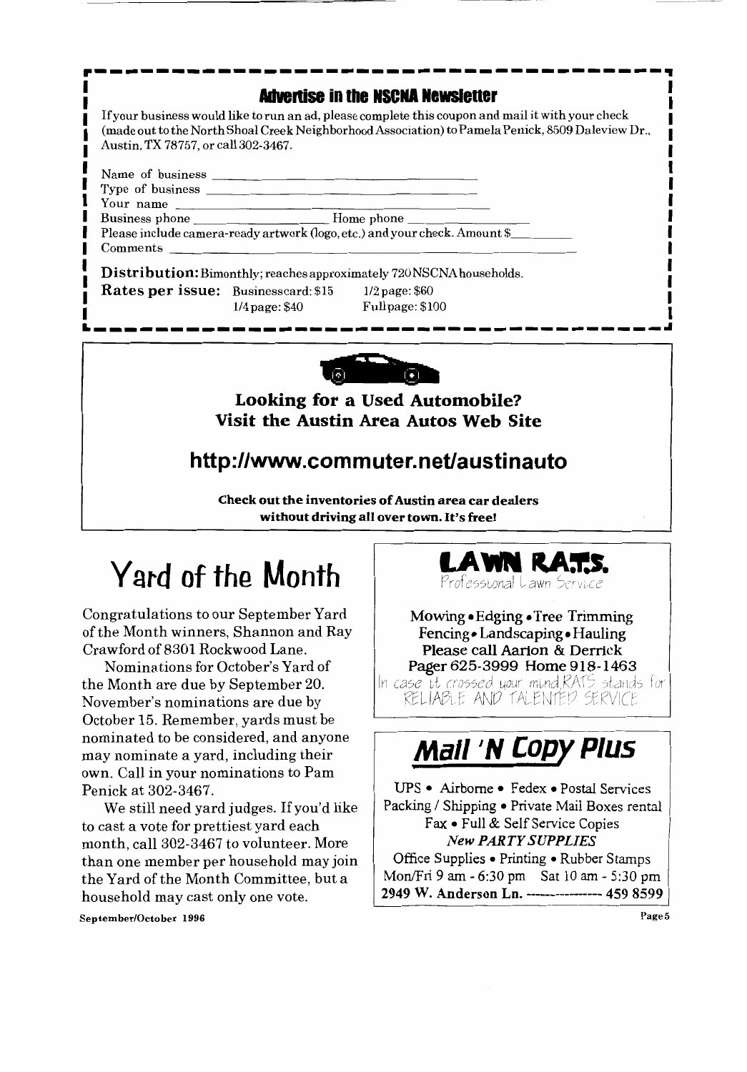## Advertise in the NSCNA Newsletter

If your business would like to run an ad, please complete this coupon and mail it with your check (made out to the North Shoal Creek Neighborhood Association) to Pamela Penick, 8509 Daleview Dr., Austin, TX 78757, or call 302-3467.

Name of business ______________________

Type of business ______________________

Your name ______________________

Business phone ____________ Home phone ____________

Please include camera-ready artwork (logo, etc.) and your check. Amount $________

Comments ______________________

**Distribution:** Bimonthly; reaches approximately 720 NSCNA households.

**Rates per issue:** Businesscard: $15   1/2 page: $60   1/4 page: $40   Fullpage: $100

---

**Looking for a Used Automobile?**
**Visit the Austin Area Autos Web Site**

## http://www.commuter.net/austinauto

**Check out the inventories of Austin area car dealers without driving all over town. It's free!**

---

# Yard of the Month

Congratulations to our September Yard of the Month winners, Shannon and Ray Crawford of 8301 Rockwood Lane.

Nominations for October's Yard of the Month are due by September 20. November's nominations are due by October 15. Remember, yards must be nominated to be considered, and anyone may nominate a yard, including their own. Call in your nominations to Pam Penick at 302-3467.

We still need yard judges. If you'd like to cast a vote for prettiest yard each month, call 302-3467 to volunteer. More than one member per household may join the Yard of the Month Committee, but a household may cast only one vote.

---

**LAWN RATS.**
Professional Lawn Service

Mowing • Edging • Tree Trimming
Fencing • Landscaping • Hauling
**Please call Aarion & Derrick**
**Pager 625-3999 Home 918-1463**
In case it crossed your mind, RATS stands for RELIABLE AND TALENTED SERVICE

---

***Mail 'N Copy Plus***

UPS • Airborne • Fedex • Postal Services
Packing / Shipping • Private Mail Boxes rental
Fax • Full & Self Service Copies
***New PARTY SUPPLIES***
Office Supplies • Printing • Rubber Stamps
Mon/Fri 9 am - 6:30 pm   Sat 10 am - 5:30 pm
**2949 W. Anderson Ln. --------------- 459 8599**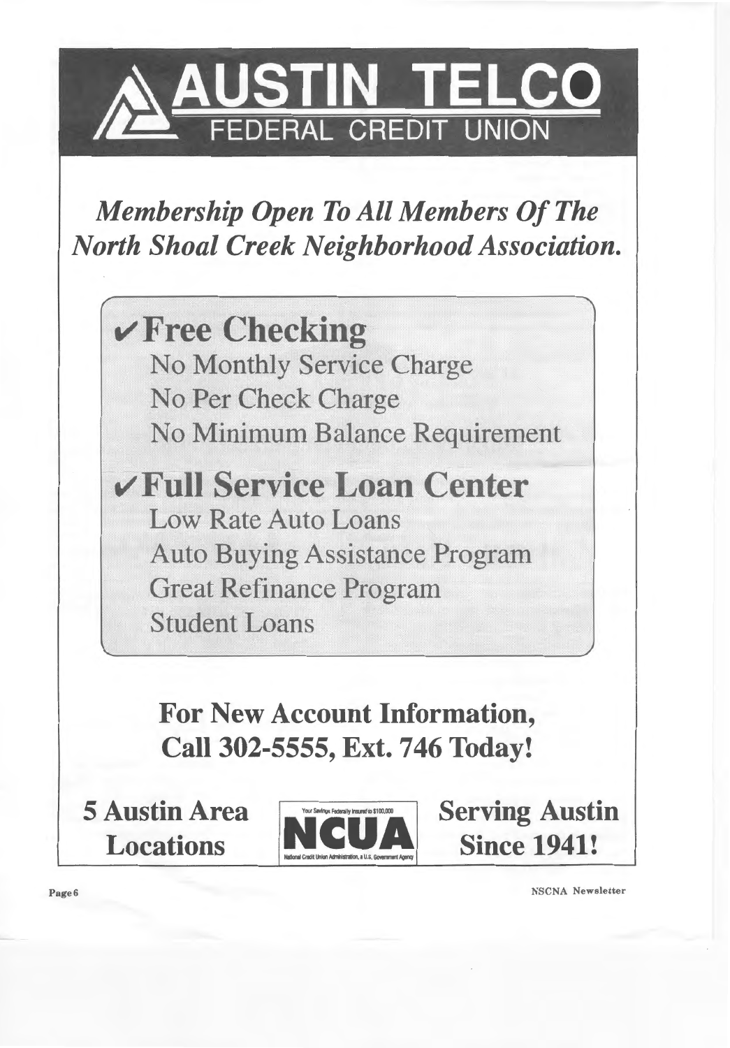# AUSTIN TELCO
## FEDERAL CREDIT UNION

*Membership Open To All Members Of The North Shoal Creek Neighborhood Association.*

## ✔Free Checking

No Monthly Service Charge
No Per Check Charge
No Minimum Balance Requirement

## ✔Full Service Loan Center

Low Rate Auto Loans
Auto Buying Assistance Program
Great Refinance Program
Student Loans

**For New Account Information, Call 302-5555, Ext. 746 Today!**

**5 Austin Area Locations**

Your Savings Federally Insured to $100,000
NCUA
National Credit Union Administration, a U.S. Government Agency

**Serving Austin Since 1941!**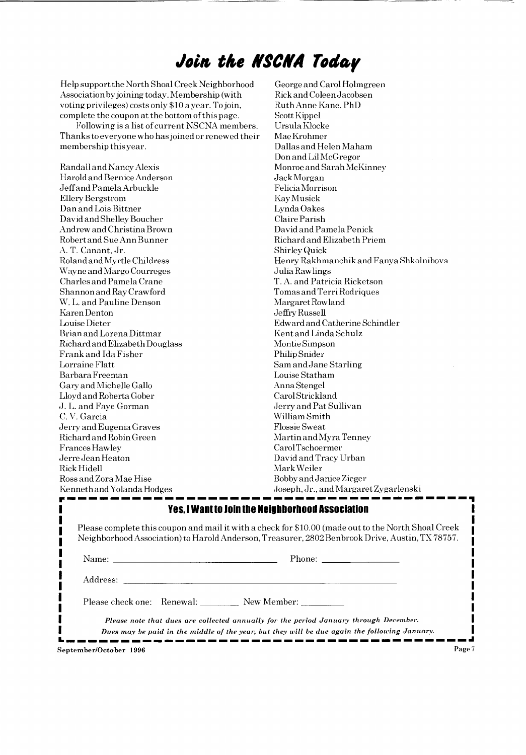# Join the NSCNA Today

Help support the North Shoal Creek Neighborhood Association by joining today. Membership (with voting privileges) costs only $10 a year. To join, complete the coupon at the bottom of this page.

Following is a list of current NSCNA members. Thanks to everyone who has joined or renewed their membership this year.

Randall and Nancy Alexis
Harold and Bernice Anderson
Jeff and Pamela Arbuckle
Ellery Bergstrom
Dan and Lois Bittner
David and Shelley Boucher
Andrew and Christina Brown
Robert and Sue Ann Bunner
A. T. Canant, Jr.
Roland and Myrtle Childress
Wayne and Margo Courreges
Charles and Pamela Crane
Shannon and Ray Crawford
W. L. and Pauline Denson
Karen Denton
Louise Dieter
Brian and Lorena Dittmar
Richard and Elizabeth Douglass
Frank and Ida Fisher
Lorraine Flatt
Barbara Freeman
Gary and Michelle Gallo
Lloyd and Roberta Gober
J. L. and Faye Gorman
C. V. Garcia
Jerry and Eugenia Graves
Richard and Robin Green
Frances Hawley
Jerre Jean Heaton
Rick Hidell
Ross and Zora Mae Hise
Kenneth and Yolanda Hodges
George and Carol Holmgreen
Rick and Coleen Jacobsen
Ruth Anne Kane, PhD
Scott Kippel
Ursula Klocke
Mae Krohmer
Dallas and Helen Maham
Don and Lil McGregor
Monroe and Sarah McKinney
Jack Morgan
Felicia Morrison
Kay Musick
Lynda Oakes
Claire Parish
David and Pamela Penick
Richard and Elizabeth Priem
Shirley Quick
Henry Rakhmanchik and Fanya Shkolnibova
Julia Rawlings
T. A. and Patricia Ricketson
Tomas and Terri Rodriques
Margaret Rowland
Jeffry Russell
Edward and Catherine Schindler
Kent and Linda Schulz
Montie Simpson
Philip Snider
Sam and Jane Starling
Louise Statham
Anna Stengel
Carol Strickland
Jerry and Pat Sullivan
William Smith
Flossie Sweat
Martin and Myra Tenney
Carol Tschoermer
David and Tracy Urban
Mark Weiler
Bobby and Janice Zieger
Joseph, Jr., and Margaret Zygarlenski

## Yes, I Want to Join the Neighborhood Association

Please complete this coupon and mail it with a check for $10.00 (made out to the North Shoal Creek Neighborhood Association) to Harold Anderson, Treasurer, 2802 Benbrook Drive, Austin, TX 78757.

Name: ____________________ Phone: ____________

Address: ______________________________

Please check one: Renewal: ________ New Member: ________

*Please note that dues are collected annually for the period January through December. Dues may be paid in the middle of the year, but they will be due again the following January.*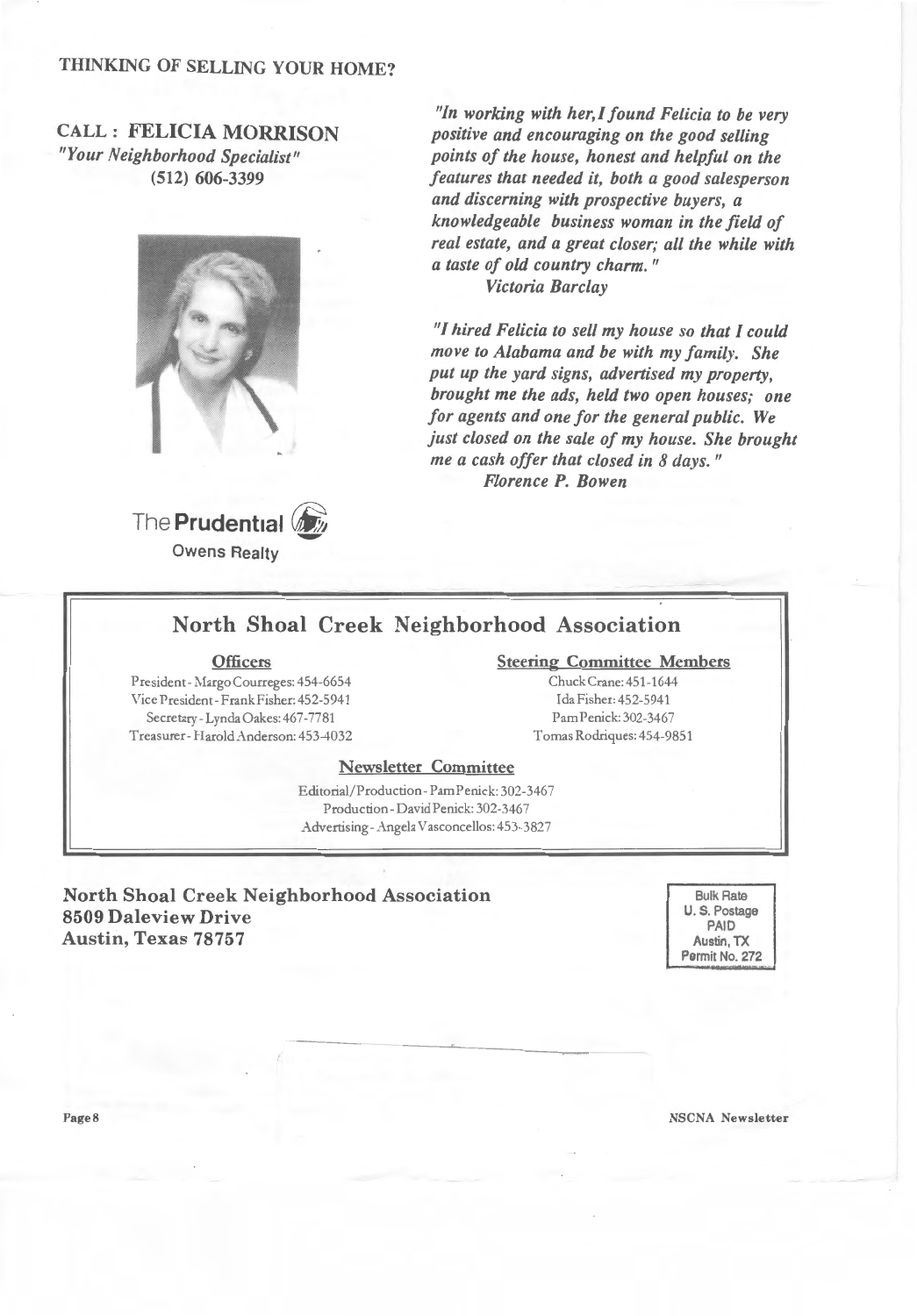THINKING OF SELLING YOUR HOME?

**CALL : FELICIA MORRISON**
*"Your Neighborhood Specialist"*
**(512) 606-3399**

The **Prudential**
Owens Realty

*"In working with her, I found Felicia to be very positive and encouraging on the good selling points of the house, honest and helpful on the features that needed it, both a good salesperson and discerning with prospective buyers, a knowledgeable business woman in the field of real estate, and a great closer; all the while with a taste of old country charm."*
*Victoria Barclay*

*"I hired Felicia to sell my house so that I could move to Alabama and be with my family. She put up the yard signs, advertised my property, brought me the ads, held two open houses; one for agents and one for the general public. We just closed on the sale of my house. She brought me a cash offer that closed in 8 days."*
*Florence P. Bowen*

## North Shoal Creek Neighborhood Association

**Officers**

President - Margo Courreges: 454-6654
Vice President - Frank Fisher: 452-5941
Secretary - Lynda Oakes: 467-7781
Treasurer - Harold Anderson: 453-4032

**Steering Committee Members**

Chuck Crane: 451-1644
Ida Fisher: 452-5941
Pam Penick: 302-3467
Tomas Rodriques: 454-9851

**Newsletter Committee**

Editorial/Production - Pam Penick: 302-3467
Production - David Penick: 302-3467
Advertising - Angela Vasconcellos: 453-3827

**North Shoal Creek Neighborhood Association**
**8509 Daleview Drive**
**Austin, Texas 78757**

Bulk Rate
U. S. Postage
PAID
Austin, TX
Permit No. 272